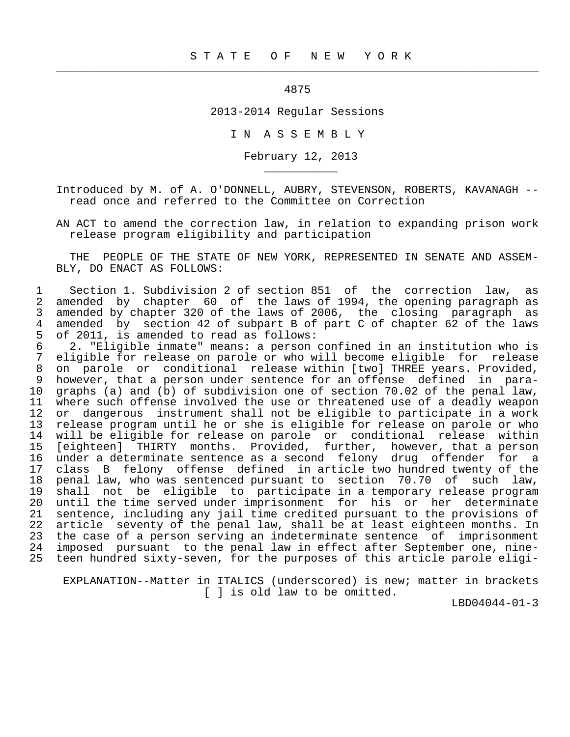# S T A T E   O F   N E W   Y O R K

4875

2013-2014 Regular Sessions

I N  A S S E M B L Y

February 12, 2013

Introduced by M. of A. O'DONNELL, AUBRY, STEVENSON, ROBERTS, KAVANAGH -- read once and referred to the Committee on Correction

AN ACT to amend the correction law, in relation to expanding prison work release program eligibility and participation

THE PEOPLE OF THE STATE OF NEW YORK, REPRESENTED IN SENATE AND ASSEMBLY, DO ENACT AS FOLLOWS:

1 Section 1. Subdivision 2 of section 851 of the correction law, as
2 amended by chapter 60 of the laws of 1994, the opening paragraph as
3 amended by chapter 320 of the laws of 2006, the closing paragraph as
4 amended by section 42 of subpart B of part C of chapter 62 of the laws
5 of 2011, is amended to read as follows:
6 2. "Eligible inmate" means: a person confined in an institution who is
7 eligible for release on parole or who will become eligible for release
8 on parole or conditional release within [two] THREE years. Provided,
9 however, that a person under sentence for an offense defined in para-
10 graphs (a) and (b) of subdivision one of section 70.02 of the penal law,
11 where such offense involved the use or threatened use of a deadly weapon
12 or dangerous instrument shall not be eligible to participate in a work
13 release program until he or she is eligible for release on parole or who
14 will be eligible for release on parole or conditional release within
15 [eighteen] THIRTY months. Provided, further, however, that a person
16 under a determinate sentence as a second felony drug offender for a
17 class B felony offense defined in article two hundred twenty of the
18 penal law, who was sentenced pursuant to section 70.70 of such law,
19 shall not be eligible to participate in a temporary release program
20 until the time served under imprisonment for his or her determinate
21 sentence, including any jail time credited pursuant to the provisions of
22 article seventy of the penal law, shall be at least eighteen months. In
23 the case of a person serving an indeterminate sentence of imprisonment
24 imposed pursuant to the penal law in effect after September one, nine-
25 teen hundred sixty-seven, for the purposes of this article parole eligi-

EXPLANATION--Matter in ITALICS (underscored) is new; matter in brackets [ ] is old law to be omitted.

LBD04044-01-3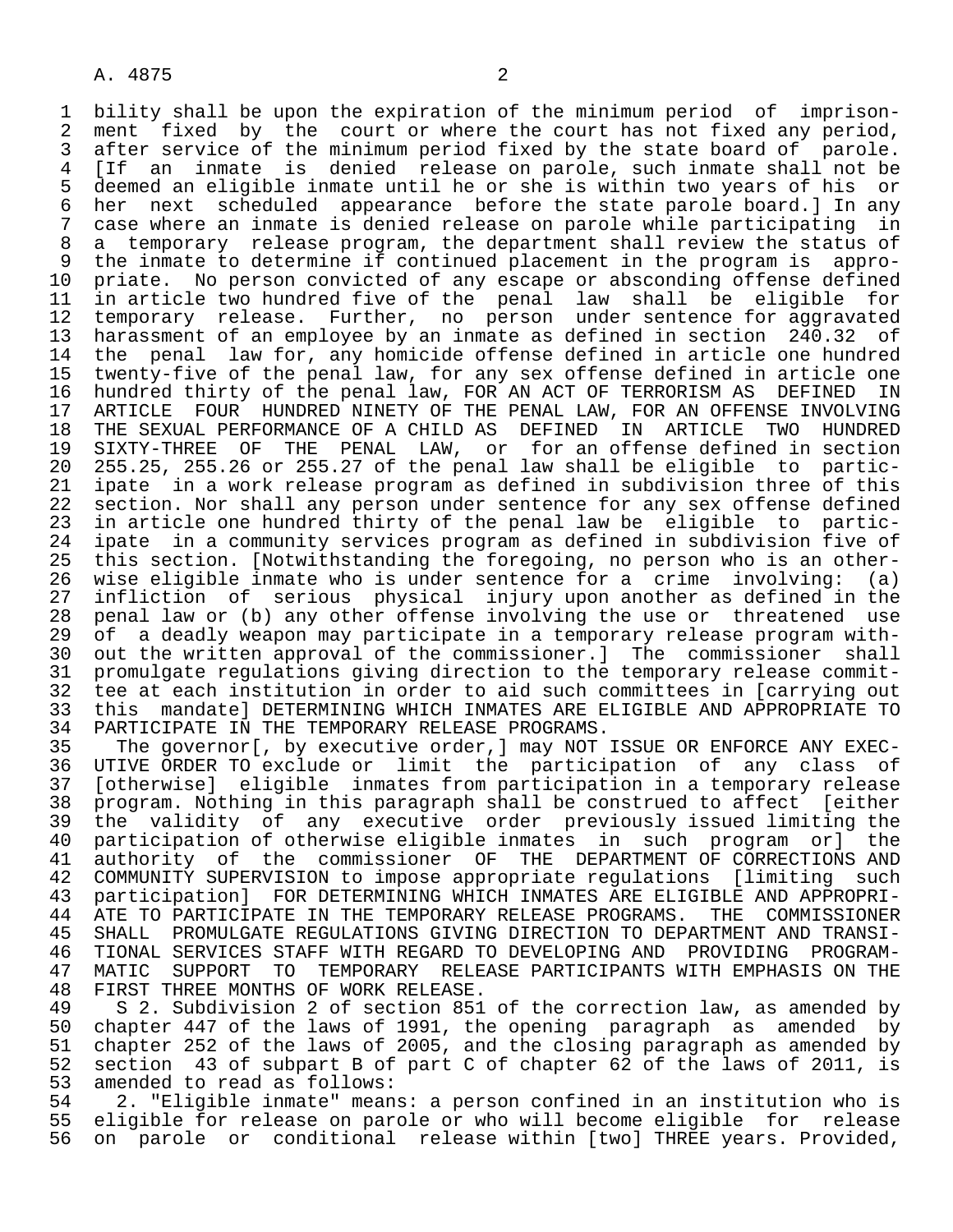bility shall be upon the expiration of the minimum period of imprisonment fixed by the court or where the court has not fixed any period, after service of the minimum period fixed by the state board of parole. [If an inmate is denied release on parole, such inmate shall not be deemed an eligible inmate until he or she is within two years of his or her next scheduled appearance before the state parole board.] In any case where an inmate is denied release on parole while participating in a temporary release program, the department shall review the status of the inmate to determine if continued placement in the program is appropriate. No person convicted of any escape or absconding offense defined in article two hundred five of the penal law shall be eligible for temporary release. Further, no person under sentence for aggravated harassment of an employee by an inmate as defined in section 240.32 of the penal law for, any homicide offense defined in article one hundred twenty-five of the penal law, for any sex offense defined in article one hundred thirty of the penal law, FOR AN ACT OF TERRORISM AS DEFINED IN ARTICLE FOUR HUNDRED NINETY OF THE PENAL LAW, FOR AN OFFENSE INVOLVING THE SEXUAL PERFORMANCE OF A CHILD AS DEFINED IN ARTICLE TWO HUNDRED SIXTY-THREE OF THE PENAL LAW, or for an offense defined in section 255.25, 255.26 or 255.27 of the penal law shall be eligible to participate in a work release program as defined in subdivision three of this section. Nor shall any person under sentence for any sex offense defined in article one hundred thirty of the penal law be eligible to participate in a community services program as defined in subdivision five of this section. [Notwithstanding the foregoing, no person who is an otherwise eligible inmate who is under sentence for a crime involving: (a) infliction of serious physical injury upon another as defined in the penal law or (b) any other offense involving the use or threatened use of a deadly weapon may participate in a temporary release program without the written approval of the commissioner.] The commissioner shall promulgate regulations giving direction to the temporary release committee at each institution in order to aid such committees in [carrying out this mandate] DETERMINING WHICH INMATES ARE ELIGIBLE AND APPROPRIATE TO PARTICIPATE IN THE TEMPORARY RELEASE PROGRAMS.

The governor[, by executive order,] may NOT ISSUE OR ENFORCE ANY EXECUTIVE ORDER TO exclude or limit the participation of any class of [otherwise] eligible inmates from participation in a temporary release program. Nothing in this paragraph shall be construed to affect [either the validity of any executive order previously issued limiting the participation of otherwise eligible inmates in such program or] the authority of the commissioner OF THE DEPARTMENT OF CORRECTIONS AND COMMUNITY SUPERVISION to impose appropriate regulations [limiting such participation] FOR DETERMINING WHICH INMATES ARE ELIGIBLE AND APPROPRIATE TO PARTICIPATE IN THE TEMPORARY RELEASE PROGRAMS. THE COMMISSIONER SHALL PROMULGATE REGULATIONS GIVING DIRECTION TO DEPARTMENT AND TRANSITIONAL SERVICES STAFF WITH REGARD TO DEVELOPING AND PROVIDING PROGRAMMATIC SUPPORT TO TEMPORARY RELEASE PARTICIPANTS WITH EMPHASIS ON THE FIRST THREE MONTHS OF WORK RELEASE.

S 2. Subdivision 2 of section 851 of the correction law, as amended by chapter 447 of the laws of 1991, the opening paragraph as amended by chapter 252 of the laws of 2005, and the closing paragraph as amended by section 43 of subpart B of part C of chapter 62 of the laws of 2011, is amended to read as follows:

2. "Eligible inmate" means: a person confined in an institution who is eligible for release on parole or who will become eligible for release on parole or conditional release within [two] THREE years. Provided,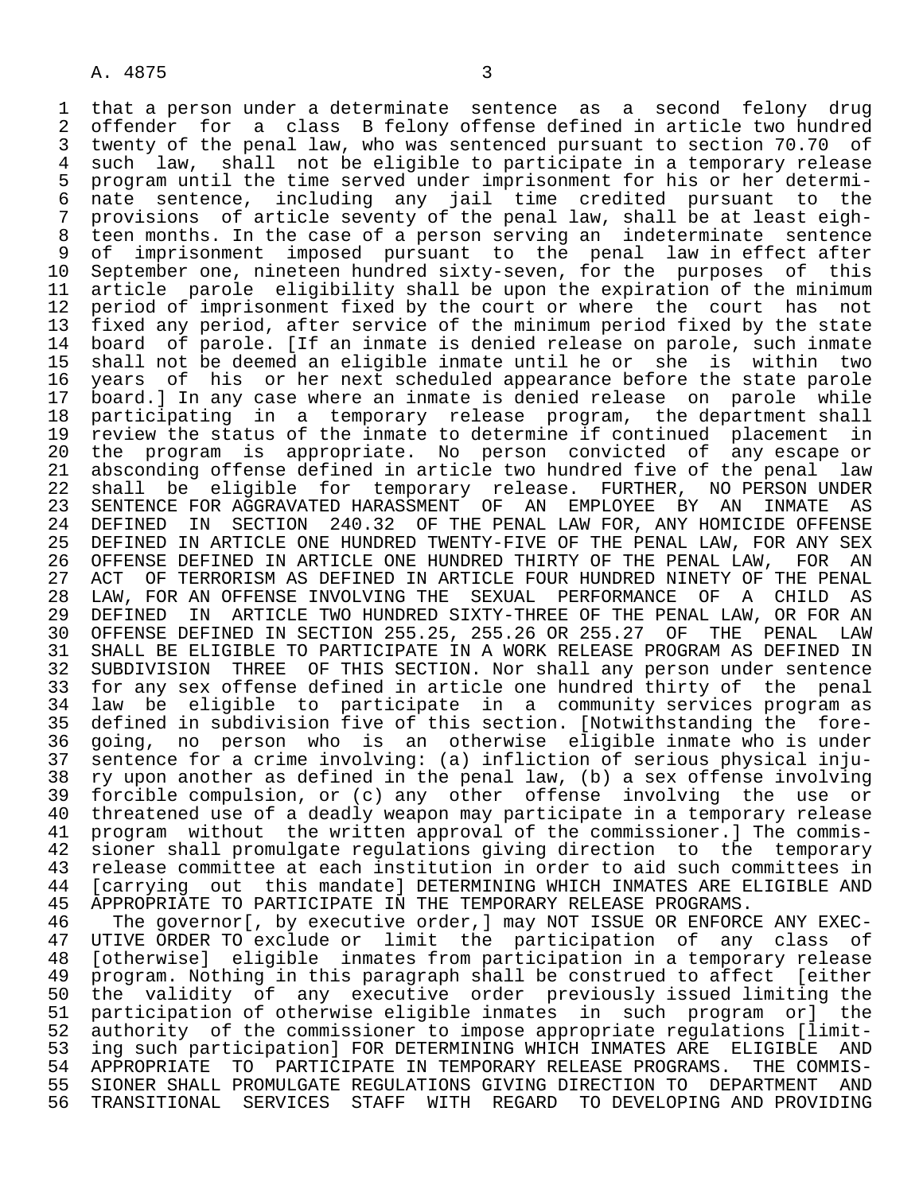that a person under a determinate sentence as a second felony drug offender for a class B felony offense defined in article two hundred twenty of the penal law, who was sentenced pursuant to section 70.70 of such law, shall not be eligible to participate in a temporary release program until the time served under imprisonment for his or her determinate sentence, including any jail time credited pursuant to the provisions of article seventy of the penal law, shall be at least eighteen months. In the case of a person serving an indeterminate sentence of imprisonment imposed pursuant to the penal law in effect after September one, nineteen hundred sixty-seven, for the purposes of this article parole eligibility shall be upon the expiration of the minimum period of imprisonment fixed by the court or where the court has not fixed any period, after service of the minimum period fixed by the state board of parole. [If an inmate is denied release on parole, such inmate shall not be deemed an eligible inmate until he or she is within two years of his or her next scheduled appearance before the state parole board.] In any case where an inmate is denied release on parole while participating in a temporary release program, the department shall review the status of the inmate to determine if continued placement in the program is appropriate. No person convicted of any escape or absconding offense defined in article two hundred five of the penal law shall be eligible for temporary release. FURTHER, NO PERSON UNDER SENTENCE FOR AGGRAVATED HARASSMENT OF AN EMPLOYEE BY AN INMATE AS DEFINED IN SECTION 240.32 OF THE PENAL LAW FOR, ANY HOMICIDE OFFENSE DEFINED IN ARTICLE ONE HUNDRED TWENTY-FIVE OF THE PENAL LAW, FOR ANY SEX OFFENSE DEFINED IN ARTICLE ONE HUNDRED THIRTY OF THE PENAL LAW, FOR AN ACT OF TERRORISM AS DEFINED IN ARTICLE FOUR HUNDRED NINETY OF THE PENAL LAW, FOR AN OFFENSE INVOLVING THE SEXUAL PERFORMANCE OF A CHILD AS DEFINED IN ARTICLE TWO HUNDRED SIXTY-THREE OF THE PENAL LAW, OR FOR AN OFFENSE DEFINED IN SECTION 255.25, 255.26 OR 255.27 OF THE PENAL LAW SHALL BE ELIGIBLE TO PARTICIPATE IN A WORK RELEASE PROGRAM AS DEFINED IN SUBDIVISION THREE OF THIS SECTION. Nor shall any person under sentence for any sex offense defined in article one hundred thirty of the penal law be eligible to participate in a community services program as defined in subdivision five of this section. [Notwithstanding the foregoing, no person who is an otherwise eligible inmate who is under sentence for a crime involving: (a) infliction of serious physical injury upon another as defined in the penal law, (b) a sex offense involving forcible compulsion, or (c) any other offense involving the use or threatened use of a deadly weapon may participate in a temporary release program without the written approval of the commissioner.] The commissioner shall promulgate regulations giving direction to the temporary release committee at each institution in order to aid such committees in [carrying out this mandate] DETERMINING WHICH INMATES ARE ELIGIBLE AND APPROPRIATE TO PARTICIPATE IN THE TEMPORARY RELEASE PROGRAMS.

The governor[, by executive order,] may NOT ISSUE OR ENFORCE ANY EXECUTIVE ORDER TO exclude or limit the participation of any class of [otherwise] eligible inmates from participation in a temporary release program. Nothing in this paragraph shall be construed to affect [either the validity of any executive order previously issued limiting the participation of otherwise eligible inmates in such program or] the authority of the commissioner to impose appropriate regulations [limiting such participation] FOR DETERMINING WHICH INMATES ARE ELIGIBLE AND APPROPRIATE TO PARTICIPATE IN TEMPORARY RELEASE PROGRAMS. THE COMMISSIONER SHALL PROMULGATE REGULATIONS GIVING DIRECTION TO DEPARTMENT AND TRANSITIONAL SERVICES STAFF WITH REGARD TO DEVELOPING AND PROVIDING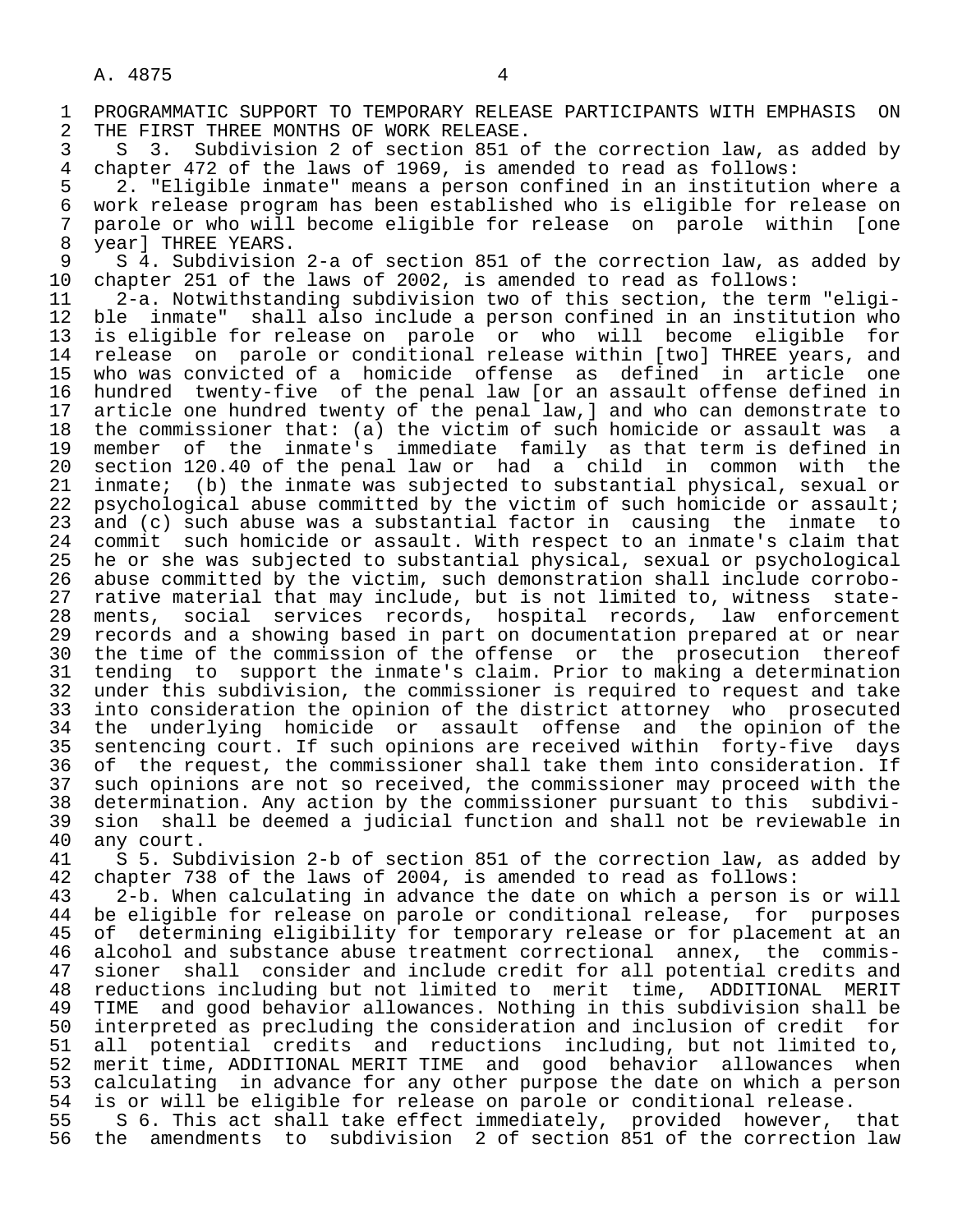PROGRAMMATIC SUPPORT TO TEMPORARY RELEASE PARTICIPANTS WITH EMPHASIS ON THE FIRST THREE MONTHS OF WORK RELEASE.

S 3. Subdivision 2 of section 851 of the correction law, as added by chapter 472 of the laws of 1969, is amended to read as follows:

2. "Eligible inmate" means a person confined in an institution where a work release program has been established who is eligible for release on parole or who will become eligible for release on parole within [one year] THREE YEARS.

S 4. Subdivision 2-a of section 851 of the correction law, as added by chapter 251 of the laws of 2002, is amended to read as follows:

2-a. Notwithstanding subdivision two of this section, the term "eligible inmate" shall also include a person confined in an institution who is eligible for release on parole or who will become eligible for release on parole or conditional release within [two] THREE years, and who was convicted of a homicide offense as defined in article one hundred twenty-five of the penal law [or an assault offense defined in article one hundred twenty of the penal law,] and who can demonstrate to the commissioner that: (a) the victim of such homicide or assault was a member of the inmate's immediate family as that term is defined in section 120.40 of the penal law or had a child in common with the inmate; (b) the inmate was subjected to substantial physical, sexual or psychological abuse committed by the victim of such homicide or assault; and (c) such abuse was a substantial factor in causing the inmate to commit such homicide or assault. With respect to an inmate's claim that he or she was subjected to substantial physical, sexual or psychological abuse committed by the victim, such demonstration shall include corroborative material that may include, but is not limited to, witness statements, social services records, hospital records, law enforcement records and a showing based in part on documentation prepared at or near the time of the commission of the offense or the prosecution thereof tending to support the inmate's claim. Prior to making a determination under this subdivision, the commissioner is required to request and take into consideration the opinion of the district attorney who prosecuted the underlying homicide or assault offense and the opinion of the sentencing court. If such opinions are received within forty-five days of the request, the commissioner shall take them into consideration. If such opinions are not so received, the commissioner may proceed with the determination. Any action by the commissioner pursuant to this subdivision shall be deemed a judicial function and shall not be reviewable in any court.

S 5. Subdivision 2-b of section 851 of the correction law, as added by chapter 738 of the laws of 2004, is amended to read as follows:

2-b. When calculating in advance the date on which a person is or will be eligible for release on parole or conditional release, for purposes of determining eligibility for temporary release or for placement at an alcohol and substance abuse treatment correctional annex, the commissioner shall consider and include credit for all potential credits and reductions including but not limited to merit time, ADDITIONAL MERIT TIME and good behavior allowances. Nothing in this subdivision shall be interpreted as precluding the consideration and inclusion of credit for all potential credits and reductions including, but not limited to, merit time, ADDITIONAL MERIT TIME and good behavior allowances when calculating in advance for any other purpose the date on which a person is or will be eligible for release on parole or conditional release.

S 6. This act shall take effect immediately, provided however, that the amendments to subdivision 2 of section 851 of the correction law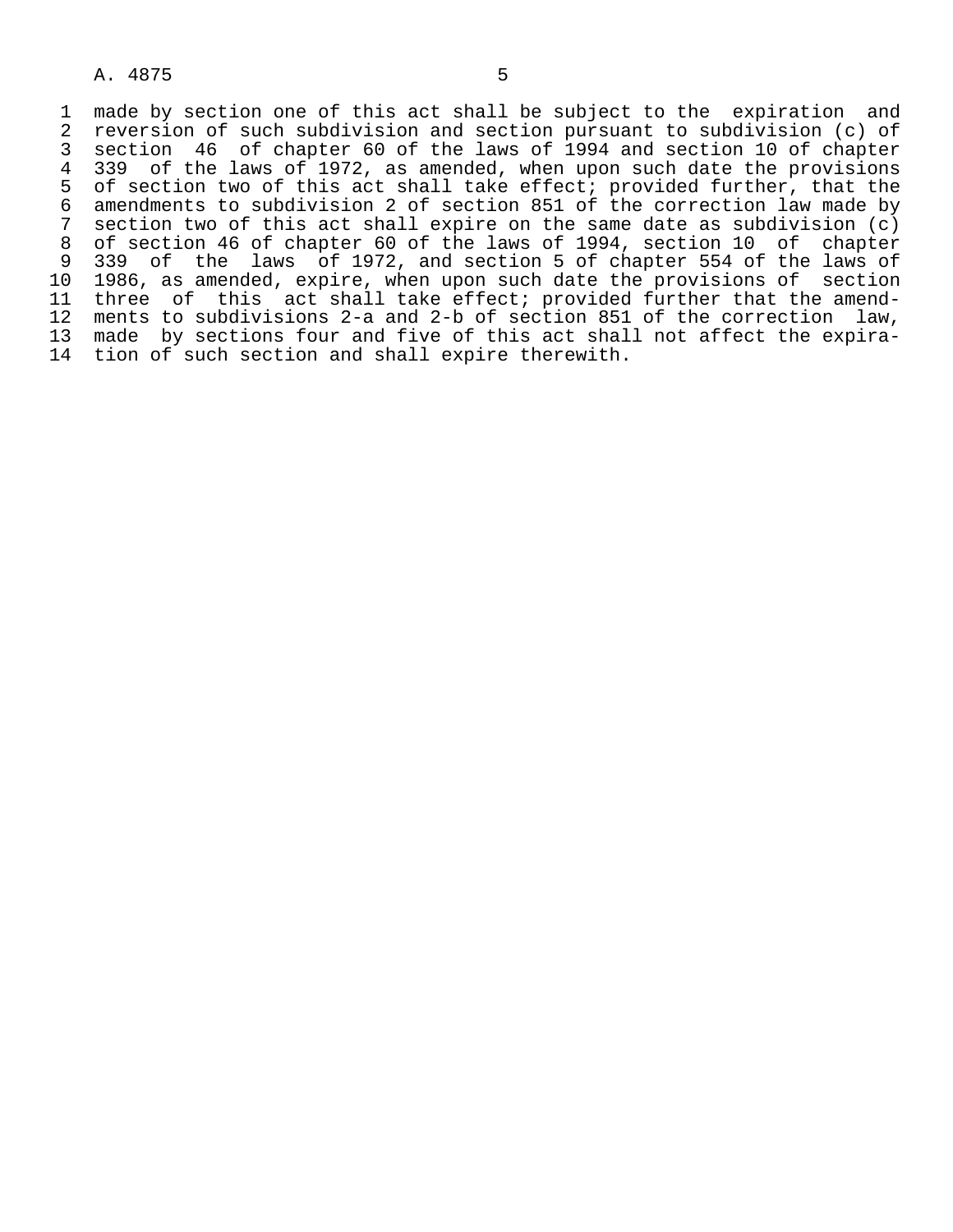made by section one of this act shall be subject to the expiration and reversion of such subdivision and section pursuant to subdivision (c) of section 46 of chapter 60 of the laws of 1994 and section 10 of chapter 339 of the laws of 1972, as amended, when upon such date the provisions of section two of this act shall take effect; provided further, that the amendments to subdivision 2 of section 851 of the correction law made by section two of this act shall expire on the same date as subdivision (c) of section 46 of chapter 60 of the laws of 1994, section 10 of chapter 339 of the laws of 1972, and section 5 of chapter 554 of the laws of 1986, as amended, expire, when upon such date the provisions of section three of this act shall take effect; provided further that the amendments to subdivisions 2-a and 2-b of section 851 of the correction law, made by sections four and five of this act shall not affect the expiration of such section and shall expire therewith.